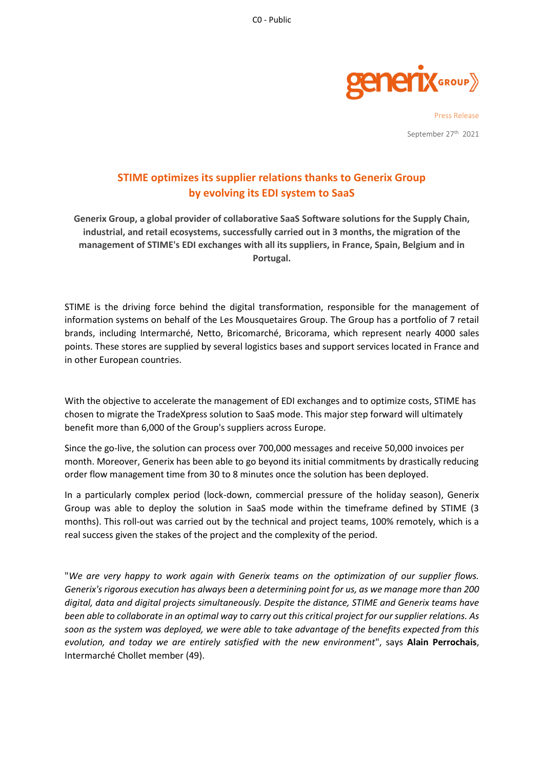Press Release

September 27th 2021

# STIME optimizes its supplier relations thanks to Generix Group by evolving its EDI system to SaaS

**Generix Group, a global provider of collaborative SaaS Software solutions for the Supply Chain, industrial, and retail ecosystems, successfully carried out in 3 months, the migration of the management of STIME's EDI exchanges with all its suppliers, in France, Spain, Belgium and in Portugal.**

STIME is the driving force behind the digital transformation, responsible for the management of information systems on behalf of the Les Mousquetaires Group. The Group has a portfolio of 7 retail brands, including Intermarché, Netto, Bricomarché, Bricorama, which represent nearly 4000 sales points. These stores are supplied by several logistics bases and support services located in France and in other European countries.

With the objective to accelerate the management of EDI exchanges and to optimize costs, STIME has chosen to migrate the TradeXpress solution to SaaS mode. This major step forward will ultimately benefit more than 6,000 of the Group's suppliers across Europe.

Since the go-live, the solution can process over 700,000 messages and receive 50,000 invoices per month. Moreover, Generix has been able to go beyond its initial commitments by drastically reducing order flow management time from 30 to 8 minutes once the solution has been deployed.

In a particularly complex period (lock-down, commercial pressure of the holiday season), Generix Group was able to deploy the solution in SaaS mode within the timeframe defined by STIME (3 months). This roll-out was carried out by the technical and project teams, 100% remotely, which is a real success given the stakes of the project and the complexity of the period.

"*We are very happy to work again with Generix teams on the optimization of our supplier flows. Generix's rigorous execution has always been a determining point for us, as we manage more than 200 digital, data and digital projects simultaneously. Despite the distance, STIME and Generix teams have been able to collaborate in an optimal way to carry out this critical project for our supplier relations. As soon as the system was deployed, we were able to take advantage of the benefits expected from this evolution, and today we are entirely satisfied with the new environment*", says **Alain Perrochais**, Intermarché Chollet member (49).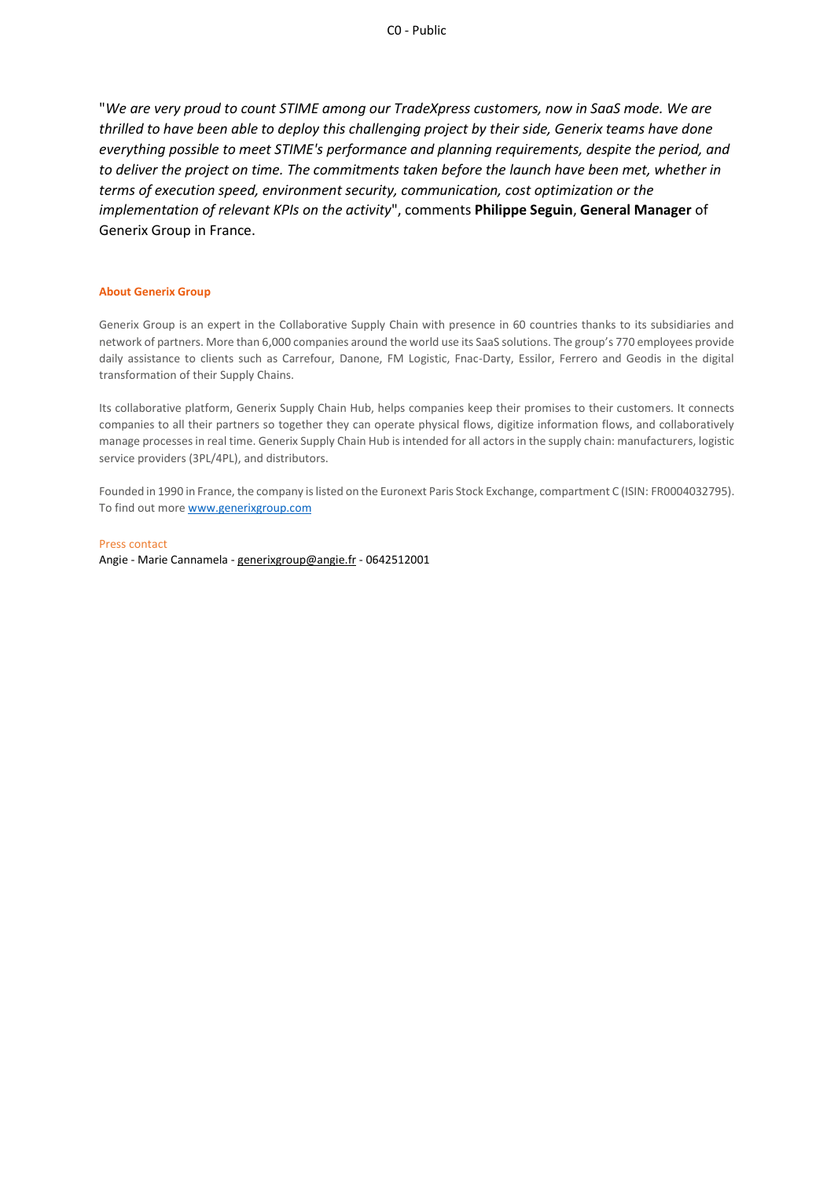"*We are very proud to count STIME among our TradeXpress customers, now in SaaS mode. We are thrilled to have been able to deploy this challenging project by their side, Generix teams have done everything possible to meet STIME's performance and planning requirements, despite the period, and to deliver the project on time. The commitments taken before the launch have been met, whether in terms of execution speed, environment security, communication, cost optimization or the implementation of relevant KPIs on the activity*", comments **Philippe Seguin**, **General Manager** of Generix Group in France.

**About Generix Group**

Generix Group is an expert in the Collaborative Supply Chain with presence in 60 countries thanks to its subsidiaries and network of partners. More than 6,000 companies around the world use its SaaS solutions. The group's 770 employees provide daily assistance to clients such as Carrefour, Danone, FM Logistic, Fnac-Darty, Essilor, Ferrero and Geodis in the digital transformation of their Supply Chains.

Its collaborative platform, Generix Supply Chain Hub, helps companies keep their promises to their customers. It connects companies to all their partners so together they can operate physical flows, digitize information flows, and collaboratively manage processes in real time. Generix Supply Chain Hub is intended for all actors in the supply chain: manufacturers, logistic service providers (3PL/4PL), and distributors.

Founded in 1990 in France, the company is listed on the Euronext Paris Stock Exchange, compartment C (ISIN: FR0004032795). To find out more [www.generixgroup.com](http://www.generixgroup.com)

Press contact

Angie - Marie Cannamela - generixgroup@angie.fr - 0642512001